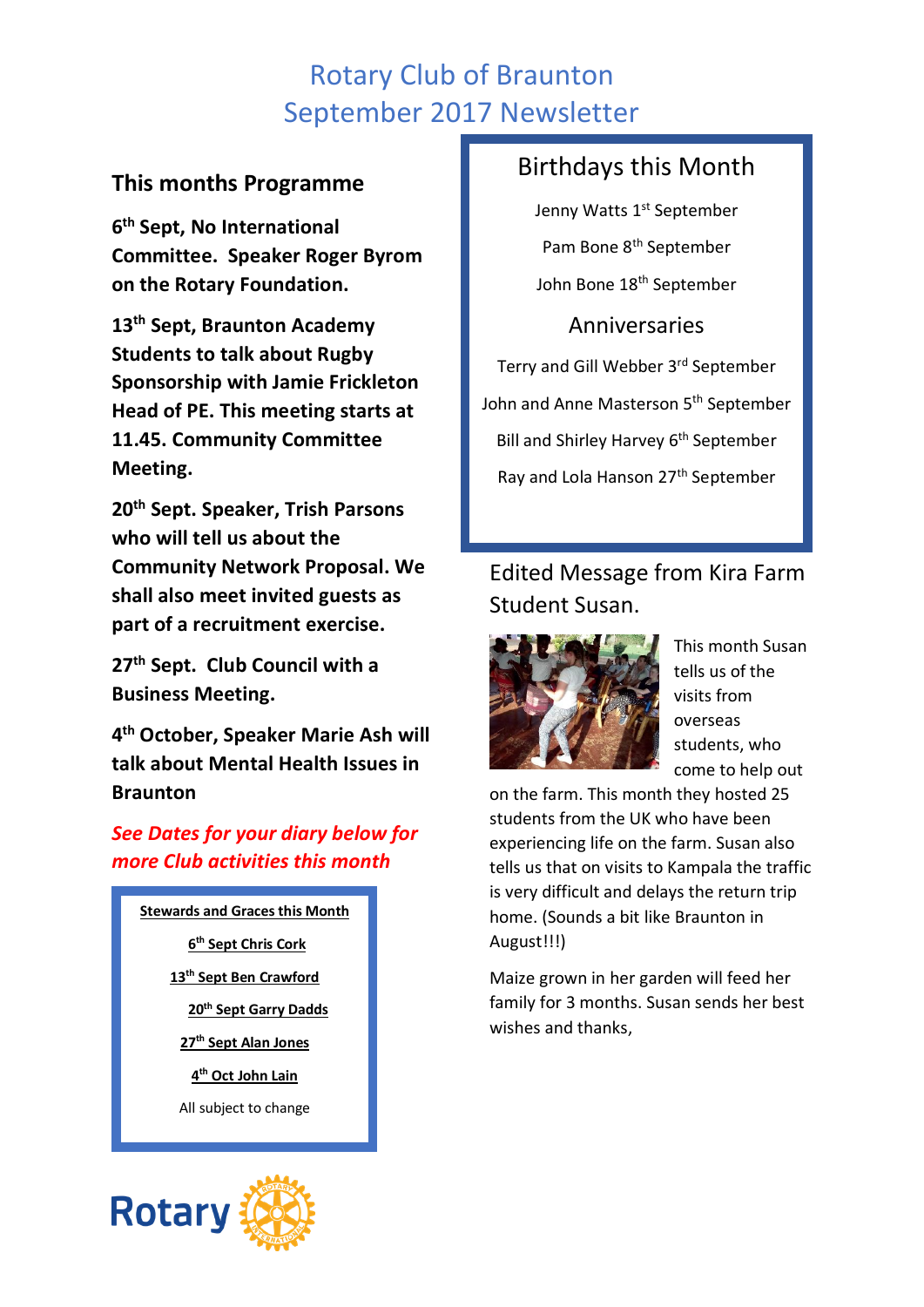# Rotary Club of Braunton
# September 2017 Newsletter

## This months Programme

**6th Sept, No International Committee. Speaker Roger Byrom on the Rotary Foundation.**

**13th Sept, Braunton Academy Students to talk about Rugby Sponsorship with Jamie Frickleton Head of PE. This meeting starts at 11.45. Community Committee Meeting.**

**20th Sept. Speaker, Trish Parsons who will tell us about the Community Network Proposal. We shall also meet invited guests as part of a recruitment exercise.**

**27th Sept. Club Council with a Business Meeting.**

**4th October, Speaker Marie Ash will talk about Mental Health Issues in Braunton**

***See Dates for your diary below for more Club activities this month***

**Stewards and Graces this Month**

**6th Sept Chris Cork**

**13th Sept Ben Crawford**

**20th Sept Garry Dadds**

**27th Sept Alan Jones**

**4th Oct John Lain**

All subject to change

## Birthdays this Month

Jenny Watts 1st September

Pam Bone 8th September

John Bone 18th September

## Anniversaries

Terry and Gill Webber 3rd September

John and Anne Masterson 5th September

Bill and Shirley Harvey 6th September

Ray and Lola Hanson 27th September

## Edited Message from Kira Farm Student Susan.

This month Susan tells us of the visits from overseas students, who come to help out on the farm. This month they hosted 25 students from the UK who have been experiencing life on the farm. Susan also tells us that on visits to Kampala the traffic is very difficult and delays the return trip home. (Sounds a bit like Braunton in August!!!)

Maize grown in her garden will feed her family for 3 months. Susan sends her best wishes and thanks,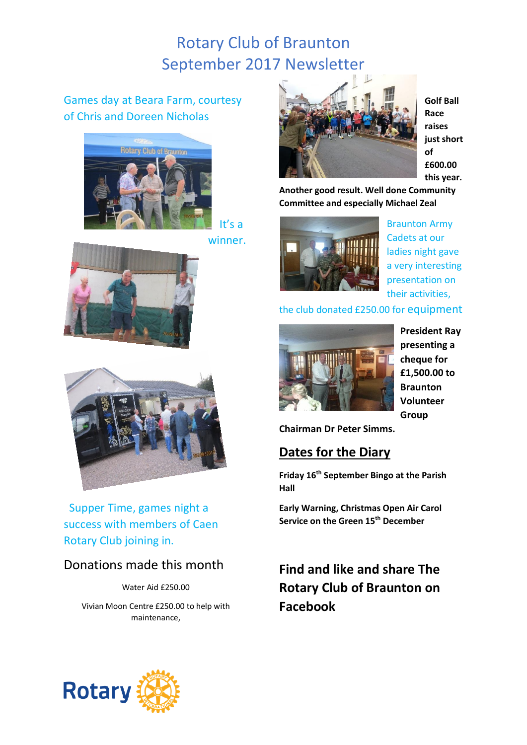# Rotary Club of Braunton
# September 2017 Newsletter

Games day at Beara Farm, courtesy of Chris and Doreen Nicholas

It's a winner.

Supper Time, games night a success with members of Caen Rotary Club joining in.

## Donations made this month

Water Aid £250.00

Vivian Moon Centre £250.00 to help with maintenance,

**Golf Ball Race raises just short of £600.00 this year. Another good result. Well done Community Committee and especially Michael Zeal**

Braunton Army Cadets at our ladies night gave a very interesting presentation on their activities, the club donated £250.00 for equipment

**President Ray presenting a cheque for £1,500.00 to Braunton Volunteer Group Chairman Dr Peter Simms.**

## Dates for the Diary

**Friday 16th September Bingo at the Parish Hall**

**Early Warning, Christmas Open Air Carol Service on the Green 15th December**

## Find and like and share The Rotary Club of Braunton on Facebook

Rotary